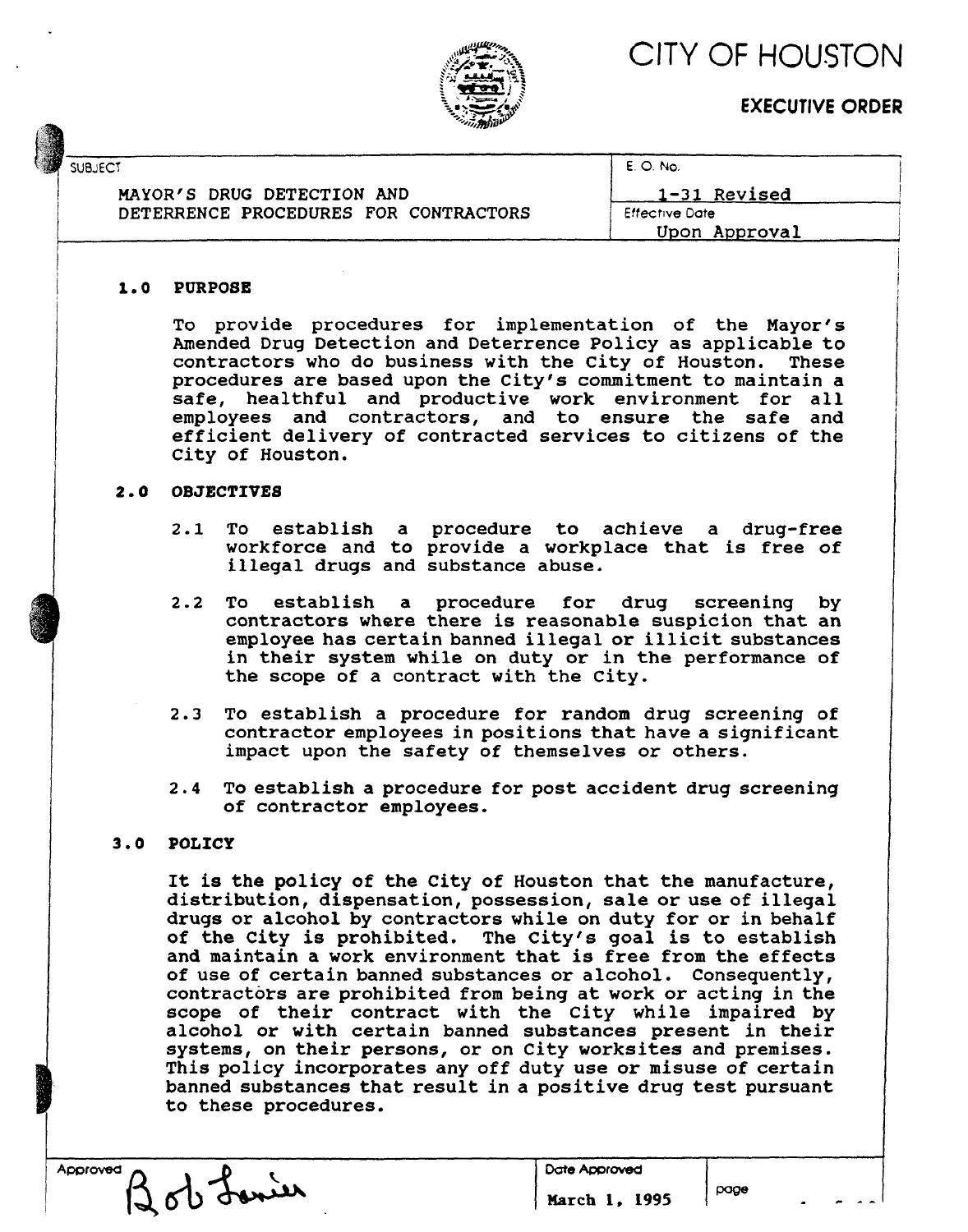# CITY OF HOUSTON

## EXECUTIVE ORDER

| SUBJECT | E. O. No. |
|---|---|
| MAYOR'S DRUG DETECTION AND DETERRENCE PROCEDURES FOR CONTRACTORS | 1-31 Revised |
| | Effective Date: Upon Approval |

### 1.0 PURPOSE

To provide procedures for implementation of the Mayor's Amended Drug Detection and Deterrence Policy as applicable to contractors who do business with the City of Houston. These procedures are based upon the City's commitment to maintain a safe, healthful and productive work environment for all employees and contractors, and to ensure the safe and efficient delivery of contracted services to citizens of the City of Houston.

### 2.0 OBJECTIVES

2.1 To establish a procedure to achieve a drug-free workforce and to provide a workplace that is free of illegal drugs and substance abuse.

2.2 To establish a procedure for drug screening by contractors where there is reasonable suspicion that an employee has certain banned illegal or illicit substances in their system while on duty or in the performance of the scope of a contract with the City.

2.3 To establish a procedure for random drug screening of contractor employees in positions that have a significant impact upon the safety of themselves or others.

2.4 To establish a procedure for post accident drug screening of contractor employees.

### 3.0 POLICY

It is the policy of the City of Houston that the manufacture, distribution, dispensation, possession, sale or use of illegal drugs or alcohol by contractors while on duty for or in behalf of the City is prohibited. The City's goal is to establish and maintain a work environment that is free from the effects of use of certain banned substances or alcohol. Consequently, contractors are prohibited from being at work or acting in the scope of their contract with the City while impaired by alcohol or with certain banned substances present in their systems, on their persons, or on City worksites and premises. This policy incorporates any off duty use or misuse of certain banned substances that result in a positive drug test pursuant to these procedures.

| Approved | Date Approved | page |
|---|---|---|
| Bob Lanier | March 1, 1995 | |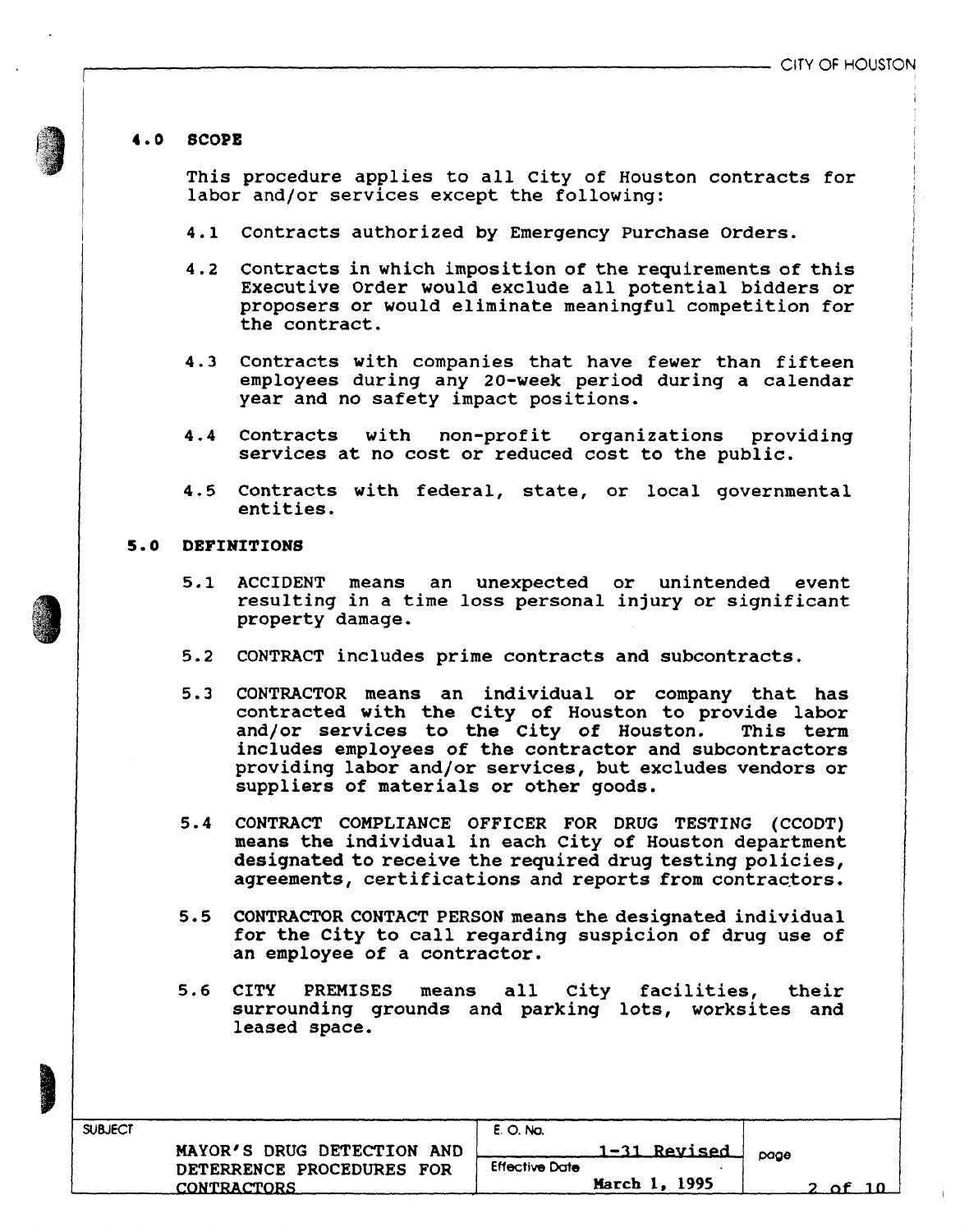## 4.0 SCOPE

This procedure applies to all City of Houston contracts for labor and/or services except the following:

4.1 Contracts authorized by Emergency Purchase Orders.

4.2 Contracts in which imposition of the requirements of this Executive Order would exclude all potential bidders or proposers or would eliminate meaningful competition for the contract.

4.3 Contracts with companies that have fewer than fifteen employees during any 20-week period during a calendar year and no safety impact positions.

4.4 Contracts with non-profit organizations providing services at no cost or reduced cost to the public.

4.5 Contracts with federal, state, or local governmental entities.

## 5.0 DEFINITIONS

5.1 ACCIDENT means an unexpected or unintended event resulting in a time loss personal injury or significant property damage.

5.2 CONTRACT includes prime contracts and subcontracts.

5.3 CONTRACTOR means an individual or company that has contracted with the City of Houston to provide labor and/or services to the City of Houston. This term includes employees of the contractor and subcontractors providing labor and/or services, but excludes vendors or suppliers of materials or other goods.

5.4 CONTRACT COMPLIANCE OFFICER FOR DRUG TESTING (CCODT) means the individual in each City of Houston department designated to receive the required drug testing policies, agreements, certifications and reports from contractors.

5.5 CONTRACTOR CONTACT PERSON means the designated individual for the City to call regarding suspicion of drug use of an employee of a contractor.

5.6 CITY PREMISES means all City facilities, their surrounding grounds and parking lots, worksites and leased space.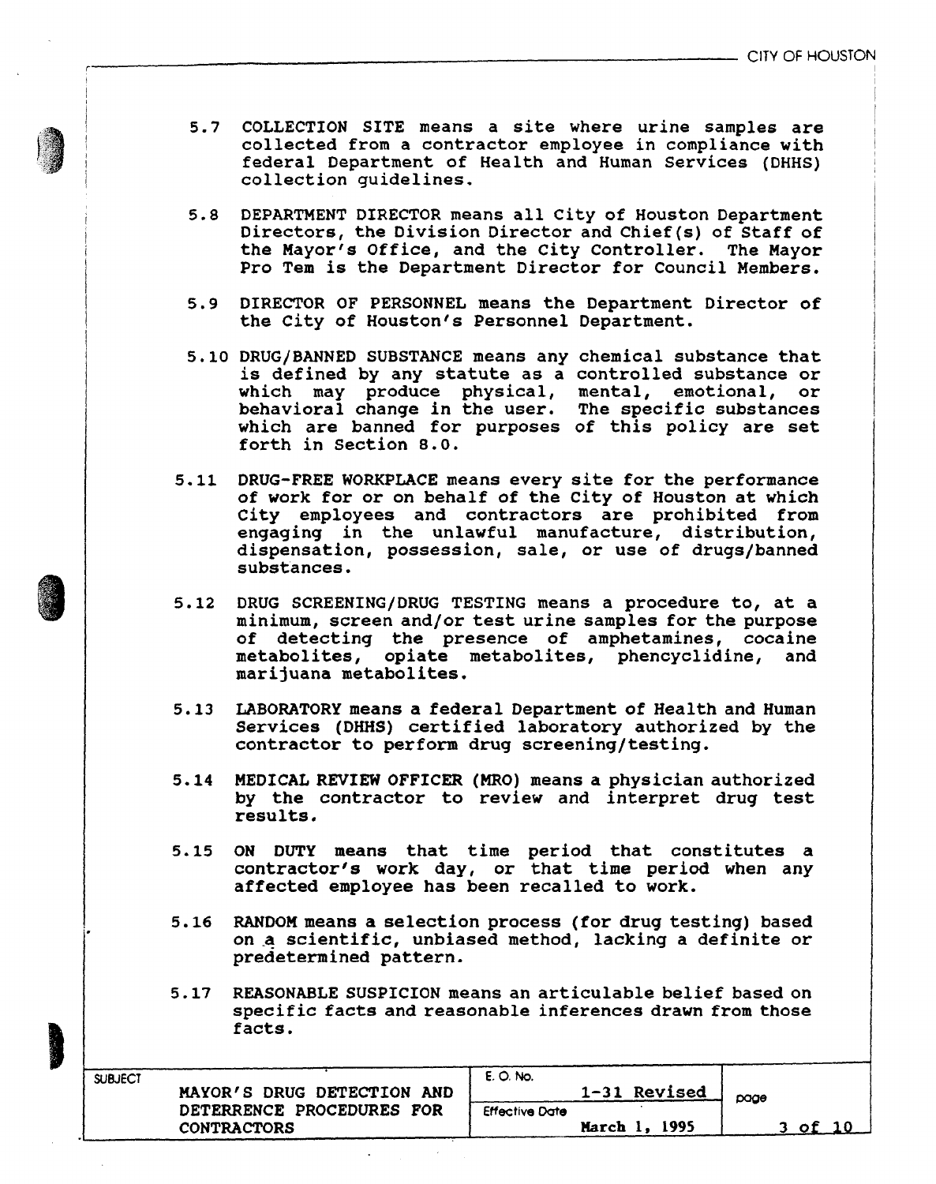5.7 COLLECTION SITE means a site where urine samples are collected from a contractor employee in compliance with federal Department of Health and Human Services (DHHS) collection guidelines.

5.8 DEPARTMENT DIRECTOR means all City of Houston Department Directors, the Division Director and Chief(s) of Staff of the Mayor's Office, and the City Controller. The Mayor Pro Tem is the Department Director for Council Members.

5.9 DIRECTOR OF PERSONNEL means the Department Director of the City of Houston's Personnel Department.

5.10 DRUG/BANNED SUBSTANCE means any chemical substance that is defined by any statute as a controlled substance or which may produce physical, mental, emotional, or behavioral change in the user. The specific substances which are banned for purposes of this policy are set forth in Section 8.0.

5.11 DRUG-FREE WORKPLACE means every site for the performance of work for or on behalf of the City of Houston at which City employees and contractors are prohibited from engaging in the unlawful manufacture, distribution, dispensation, possession, sale, or use of drugs/banned substances.

5.12 DRUG SCREENING/DRUG TESTING means a procedure to, at a minimum, screen and/or test urine samples for the purpose of detecting the presence of amphetamines, cocaine metabolites, opiate metabolites, phencyclidine, and marijuana metabolites.

5.13 LABORATORY means a federal Department of Health and Human Services (DHHS) certified laboratory authorized by the contractor to perform drug screening/testing.

5.14 MEDICAL REVIEW OFFICER (MRO) means a physician authorized by the contractor to review and interpret drug test results.

5.15 ON DUTY means that time period that constitutes a contractor's work day, or that time period when any affected employee has been recalled to work.

5.16 RANDOM means a selection process (for drug testing) based on a scientific, unbiased method, lacking a definite or predetermined pattern.

5.17 REASONABLE SUSPICION means an articulable belief based on specific facts and reasonable inferences drawn from those facts.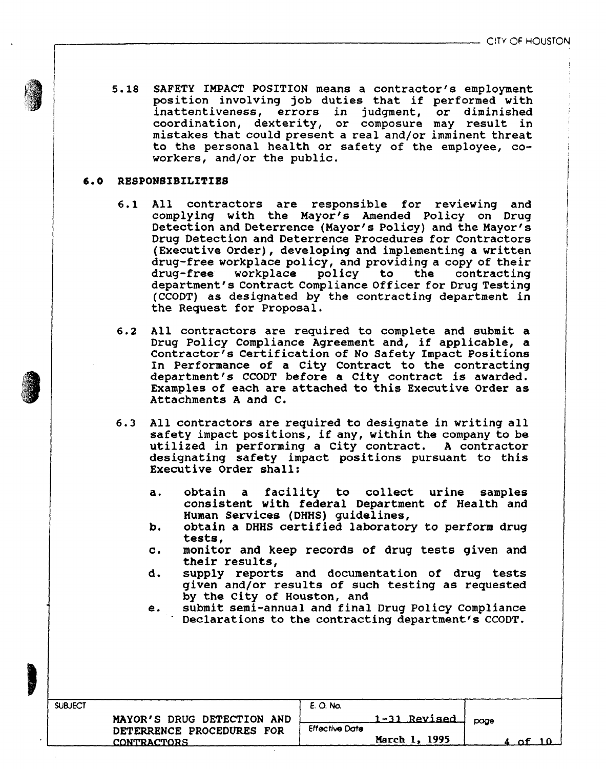5.18 SAFETY IMPACT POSITION means a contractor's employment position involving job duties that if performed with inattentiveness, errors in judgment, or diminished coordination, dexterity, or composure may result in mistakes that could present a real and/or imminent threat to the personal health or safety of the employee, co-workers, and/or the public.

## 6.0 RESPONSIBILITIES

6.1 All contractors are responsible for reviewing and complying with the Mayor's Amended Policy on Drug Detection and Deterrence (Mayor's Policy) and the Mayor's Drug Detection and Deterrence Procedures for Contractors (Executive Order), developing and implementing a written drug-free workplace policy, and providing a copy of their drug-free workplace policy to the contracting department's Contract Compliance Officer for Drug Testing (CCODT) as designated by the contracting department in the Request for Proposal.

6.2 All contractors are required to complete and submit a Drug Policy Compliance Agreement and, if applicable, a Contractor's Certification of No Safety Impact Positions In Performance of a City Contract to the contracting department's CCODT before a City contract is awarded. Examples of each are attached to this Executive Order as Attachments A and C.

6.3 All contractors are required to designate in writing all safety impact positions, if any, within the company to be utilized in performing a City contract. A contractor designating safety impact positions pursuant to this Executive Order shall:

a. obtain a facility to collect urine samples consistent with federal Department of Health and Human Services (DHHS) guidelines,

b. obtain a DHHS certified laboratory to perform drug tests,

c. monitor and keep records of drug tests given and their results,

d. supply reports and documentation of drug tests given and/or results of such testing as requested by the City of Houston, and

e. submit semi-annual and final Drug Policy Compliance Declarations to the contracting department's CCODT.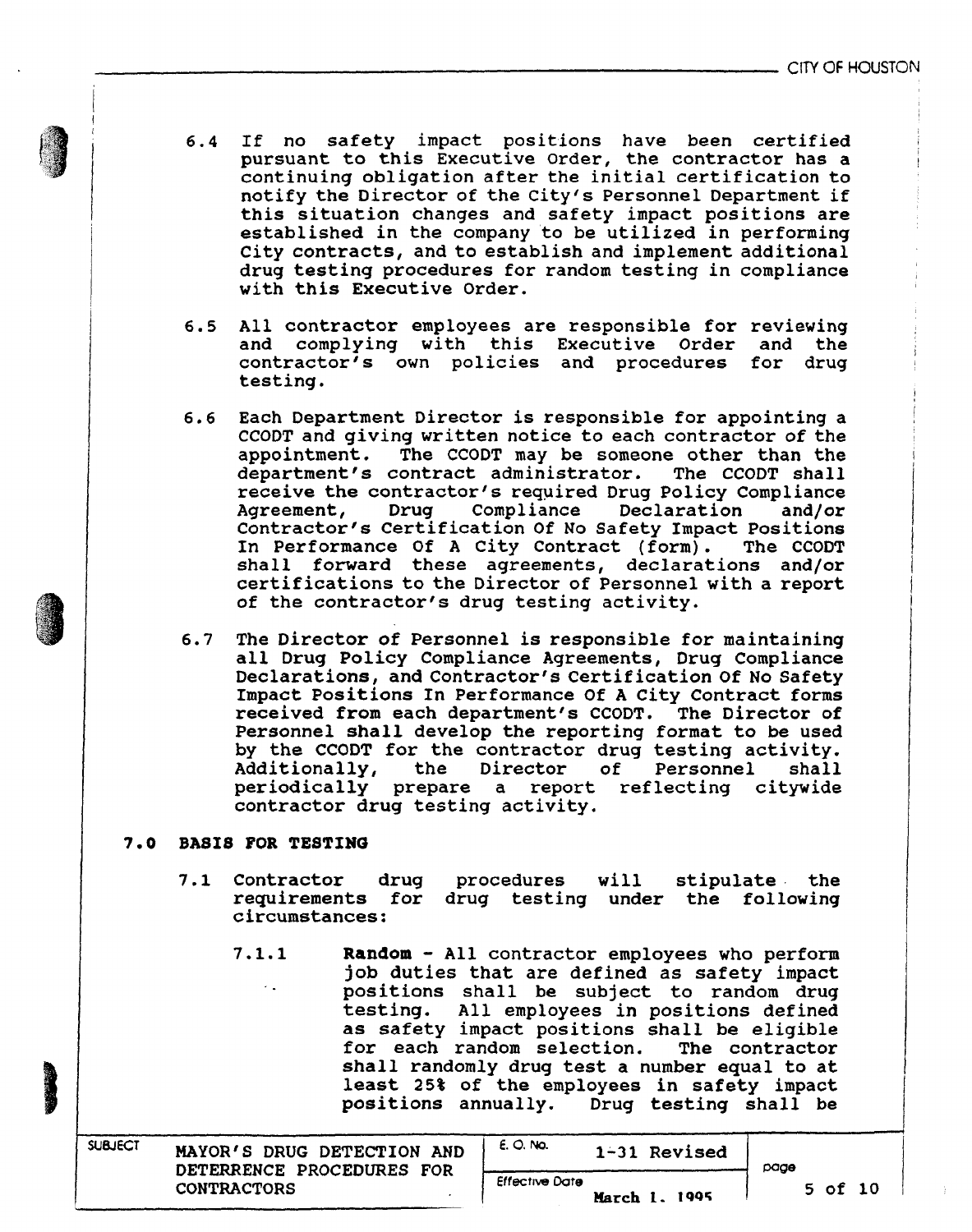6.4 If no safety impact positions have been certified pursuant to this Executive Order, the contractor has a continuing obligation after the initial certification to notify the Director of the City's Personnel Department if this situation changes and safety impact positions are established in the company to be utilized in performing City contracts, and to establish and implement additional drug testing procedures for random testing in compliance with this Executive Order.

6.5 All contractor employees are responsible for reviewing and complying with this Executive Order and the contractor's own policies and procedures for drug testing.

6.6 Each Department Director is responsible for appointing a CCODT and giving written notice to each contractor of the appointment. The CCODT may be someone other than the department's contract administrator. The CCODT shall receive the contractor's required Drug Policy Compliance Agreement, Drug Compliance Declaration and/or Contractor's Certification Of No Safety Impact Positions In Performance Of A City Contract (form). The CCODT shall forward these agreements, declarations and/or certifications to the Director of Personnel with a report of the contractor's drug testing activity.

6.7 The Director of Personnel is responsible for maintaining all Drug Policy Compliance Agreements, Drug Compliance Declarations, and Contractor's Certification Of No Safety Impact Positions In Performance Of A City Contract forms received from each department's CCODT. The Director of Personnel shall develop the reporting format to be used by the CCODT for the contractor drug testing activity. Additionally, the Director of Personnel shall periodically prepare a report reflecting citywide contractor drug testing activity.

## 7.0 BASIS FOR TESTING

7.1 Contractor drug procedures will stipulate the requirements for drug testing under the following circumstances:

7.1.1 **Random** - All contractor employees who perform job duties that are defined as safety impact positions shall be subject to random drug testing. All employees in positions defined as safety impact positions shall be eligible for each random selection. The contractor shall randomly drug test a number equal to at least 25% of the employees in safety impact positions annually. Drug testing shall be

| SUBJECT | E. O. No. | page |
|---|---|---|
| MAYOR'S DRUG DETECTION AND DETERRENCE PROCEDURES FOR CONTRACTORS | 1-31 Revised | |
| | Effective Date: March 1, 1995 | |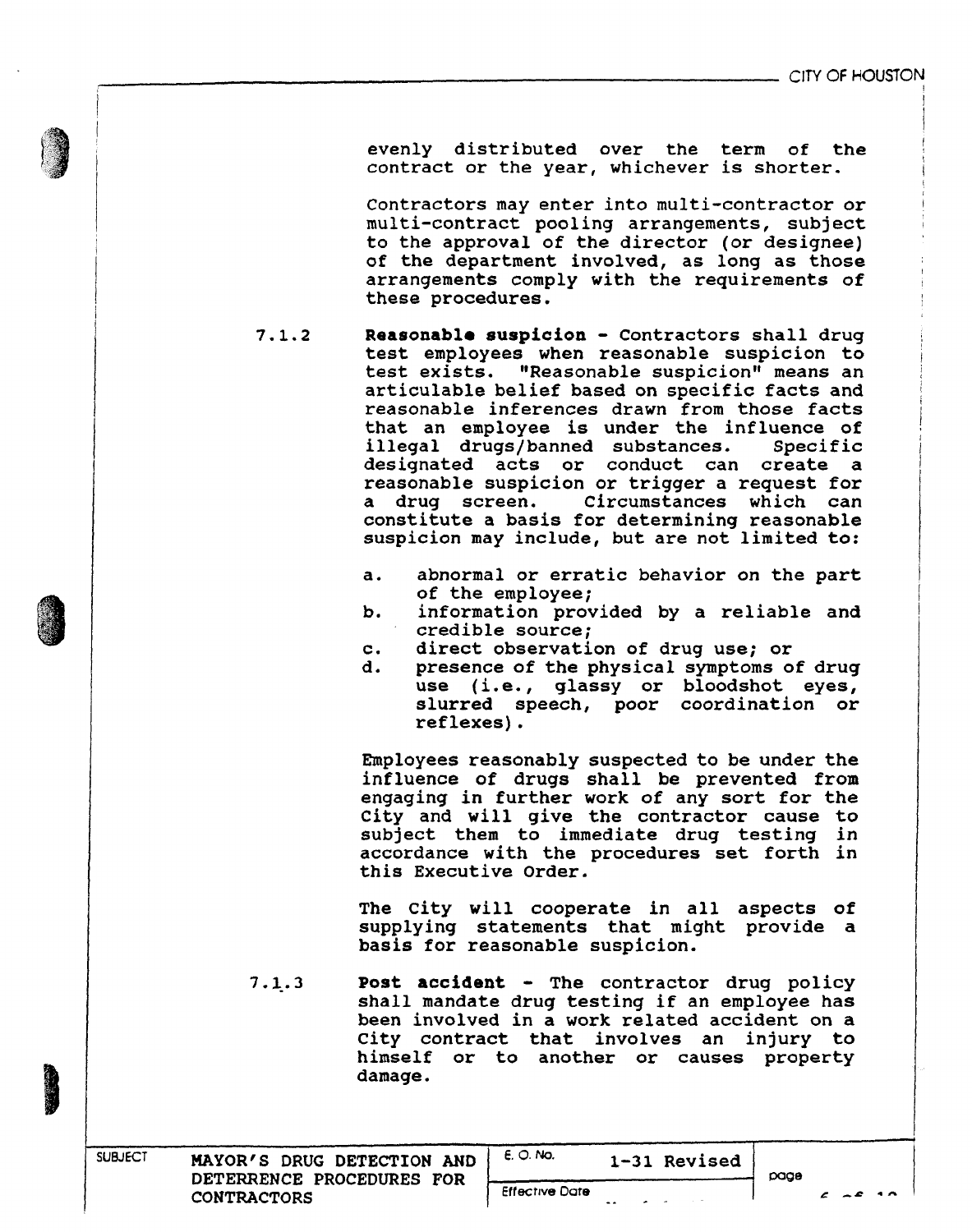evenly distributed over the term of the contract or the year, whichever is shorter.

Contractors may enter into multi-contractor or multi-contract pooling arrangements, subject to the approval of the director (or designee) of the department involved, as long as those arrangements comply with the requirements of these procedures.

7.1.2 **Reasonable suspicion** - Contractors shall drug test employees when reasonable suspicion to test exists. "Reasonable suspicion" means an articulable belief based on specific facts and reasonable inferences drawn from those facts that an employee is under the influence of illegal drugs/banned substances. Specific designated acts or conduct can create a reasonable suspicion or trigger a request for a drug screen. Circumstances which can constitute a basis for determining reasonable suspicion may include, but are not limited to:

a. abnormal or erratic behavior on the part of the employee;
b. information provided by a reliable and credible source;
c. direct observation of drug use; or
d. presence of the physical symptoms of drug use (i.e., glassy or bloodshot eyes, slurred speech, poor coordination or reflexes).

Employees reasonably suspected to be under the influence of drugs shall be prevented from engaging in further work of any sort for the City and will give the contractor cause to subject them to immediate drug testing in accordance with the procedures set forth in this Executive Order.

The City will cooperate in all aspects of supplying statements that might provide a basis for reasonable suspicion.

7.1.3 **Post accident** - The contractor drug policy shall mandate drug testing if an employee has been involved in a work related accident on a City contract that involves an injury to himself or to another or causes property damage.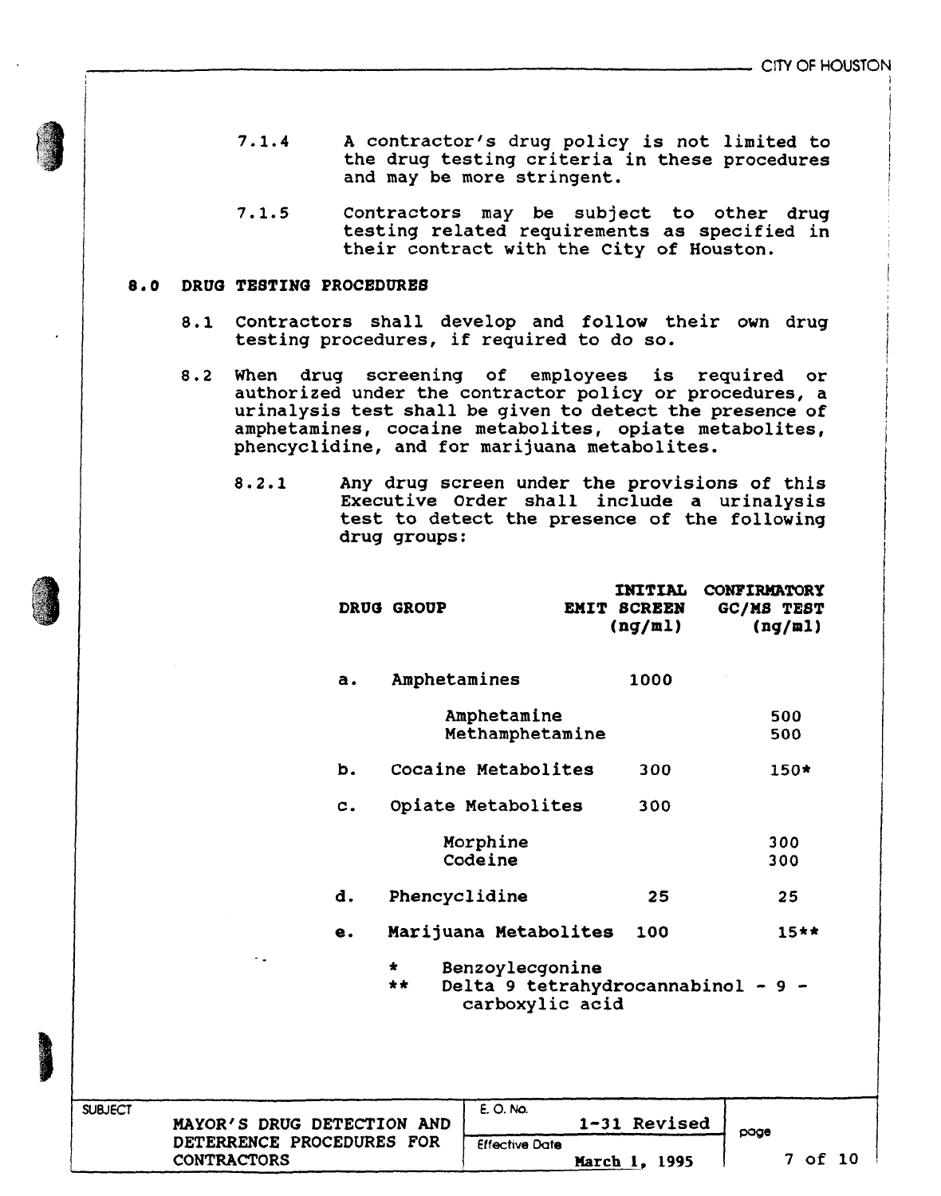7.1.4 A contractor's drug policy is not limited to the drug testing criteria in these procedures and may be more stringent.

7.1.5 Contractors may be subject to other drug testing related requirements as specified in their contract with the City of Houston.

## 8.0 DRUG TESTING PROCEDURES

8.1 Contractors shall develop and follow their own drug testing procedures, if required to do so.

8.2 When drug screening of employees is required or authorized under the contractor policy or procedures, a urinalysis test shall be given to detect the presence of amphetamines, cocaine metabolites, opiate metabolites, phencyclidine, and for marijuana metabolites.

8.2.1 Any drug screen under the provisions of this Executive Order shall include a urinalysis test to detect the presence of the following drug groups:

| | DRUG GROUP | INITIAL EMIT SCREEN (ng/ml) | CONFIRMATORY GC/MS TEST (ng/ml) |
|---|---|---|---|
| a. | Amphetamines | 1000 | |
| | Amphetamine | | 500 |
| | Methamphetamine | | 500 |
| b. | Cocaine Metabolites | 300 | 150* |
| c. | Opiate Metabolites | 300 | |
| | Morphine | | 300 |
| | Codeine | | 300 |
| d. | Phencyclidine | 25 | 25 |
| e. | Marijuana Metabolites | 100 | 15** |

\* Benzoylecgonine

\*\* Delta 9 tetrahydrocannabinol - 9 - carboxylic acid

| SUBJECT | E. O. No. | |
|---|---|---|
| MAYOR'S DRUG DETECTION AND DETERRENCE PROCEDURES FOR CONTRACTORS | 1-31 Revised | |
| | Effective Date: March 1, 1995 | |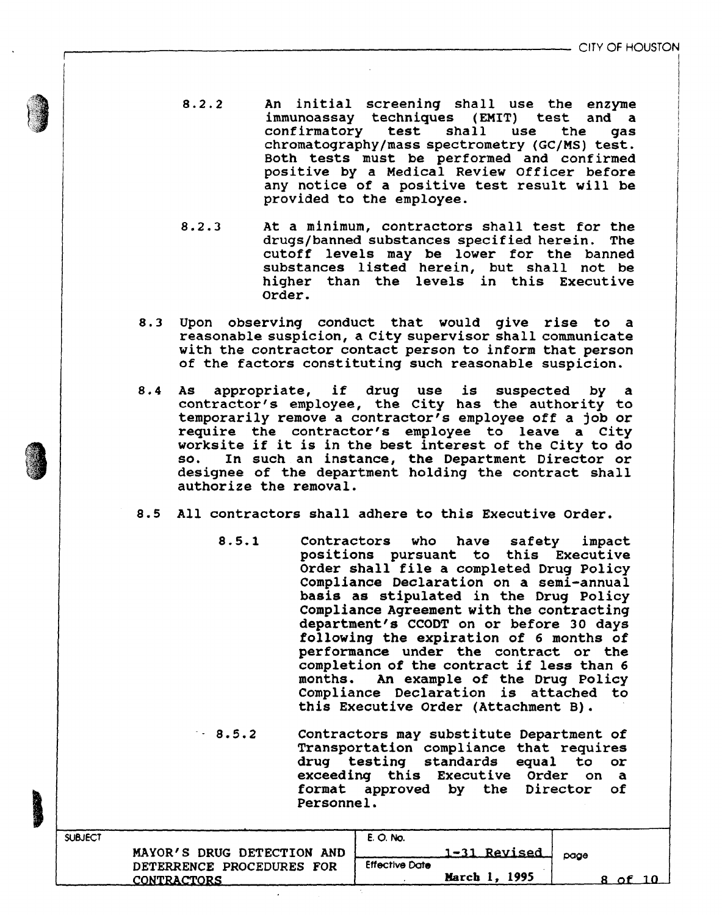8.2.2 An initial screening shall use the enzyme immunoassay techniques (EMIT) test and a confirmatory test shall use the gas chromatography/mass spectrometry (GC/MS) test. Both tests must be performed and confirmed positive by a Medical Review Officer before any notice of a positive test result will be provided to the employee.

8.2.3 At a minimum, contractors shall test for the drugs/banned substances specified herein. The cutoff levels may be lower for the banned substances listed herein, but shall not be higher than the levels in this Executive Order.

8.3 Upon observing conduct that would give rise to a reasonable suspicion, a City supervisor shall communicate with the contractor contact person to inform that person of the factors constituting such reasonable suspicion.

8.4 As appropriate, if drug use is suspected by a contractor's employee, the City has the authority to temporarily remove a contractor's employee off a job or require the contractor's employee to leave a City worksite if it is in the best interest of the City to do so. In such an instance, the Department Director or designee of the department holding the contract shall authorize the removal.

8.5 All contractors shall adhere to this Executive Order.

8.5.1 Contractors who have safety impact positions pursuant to this Executive Order shall file a completed Drug Policy Compliance Declaration on a semi-annual basis as stipulated in the Drug Policy Compliance Agreement with the contracting department's CCODT on or before 30 days following the expiration of 6 months of performance under the contract or the completion of the contract if less than 6 months. An example of the Drug Policy Compliance Declaration is attached to this Executive Order (Attachment B).

8.5.2 Contractors may substitute Department of Transportation compliance that requires drug testing standards equal to or exceeding this Executive Order on a format approved by the Director of Personnel.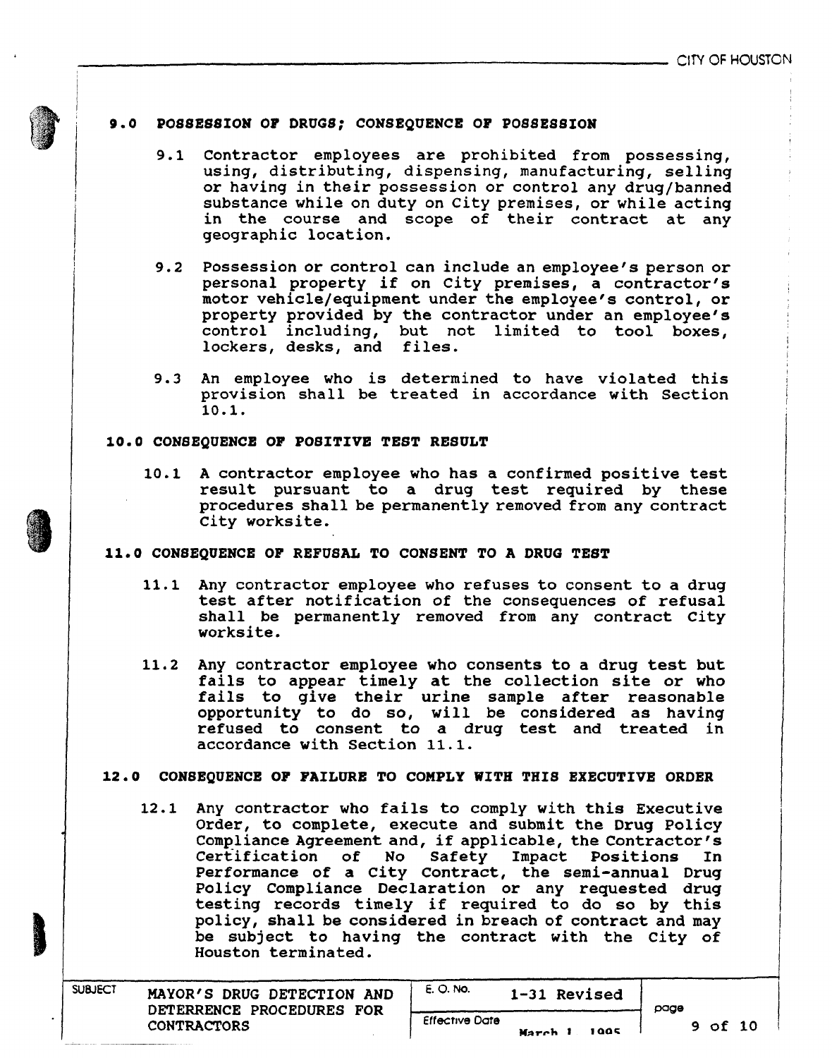## 9.0 POSSESSION OF DRUGS; CONSEQUENCE OF POSSESSION

9.1 Contractor employees are prohibited from possessing, using, distributing, dispensing, manufacturing, selling or having in their possession or control any drug/banned substance while on duty on City premises, or while acting in the course and scope of their contract at any geographic location.

9.2 Possession or control can include an employee's person or personal property if on City premises, a contractor's motor vehicle/equipment under the employee's control, or property provided by the contractor under an employee's control including, but not limited to tool boxes, lockers, desks, and files.

9.3 An employee who is determined to have violated this provision shall be treated in accordance with Section 10.1.

## 10.0 CONSEQUENCE OF POSITIVE TEST RESULT

10.1 A contractor employee who has a confirmed positive test result pursuant to a drug test required by these procedures shall be permanently removed from any contract City worksite.

## 11.0 CONSEQUENCE OF REFUSAL TO CONSENT TO A DRUG TEST

11.1 Any contractor employee who refuses to consent to a drug test after notification of the consequences of refusal shall be permanently removed from any contract City worksite.

11.2 Any contractor employee who consents to a drug test but fails to appear timely at the collection site or who fails to give their urine sample after reasonable opportunity to do so, will be considered as having refused to consent to a drug test and treated in accordance with Section 11.1.

## 12.0 CONSEQUENCE OF FAILURE TO COMPLY WITH THIS EXECUTIVE ORDER

12.1 Any contractor who fails to comply with this Executive Order, to complete, execute and submit the Drug Policy Compliance Agreement and, if applicable, the Contractor's Certification of No Safety Impact Positions In Performance of a City Contract, the semi-annual Drug Policy Compliance Declaration or any requested drug testing records timely if required to do so by this policy, shall be considered in breach of contract and may be subject to having the contract with the City of Houston terminated.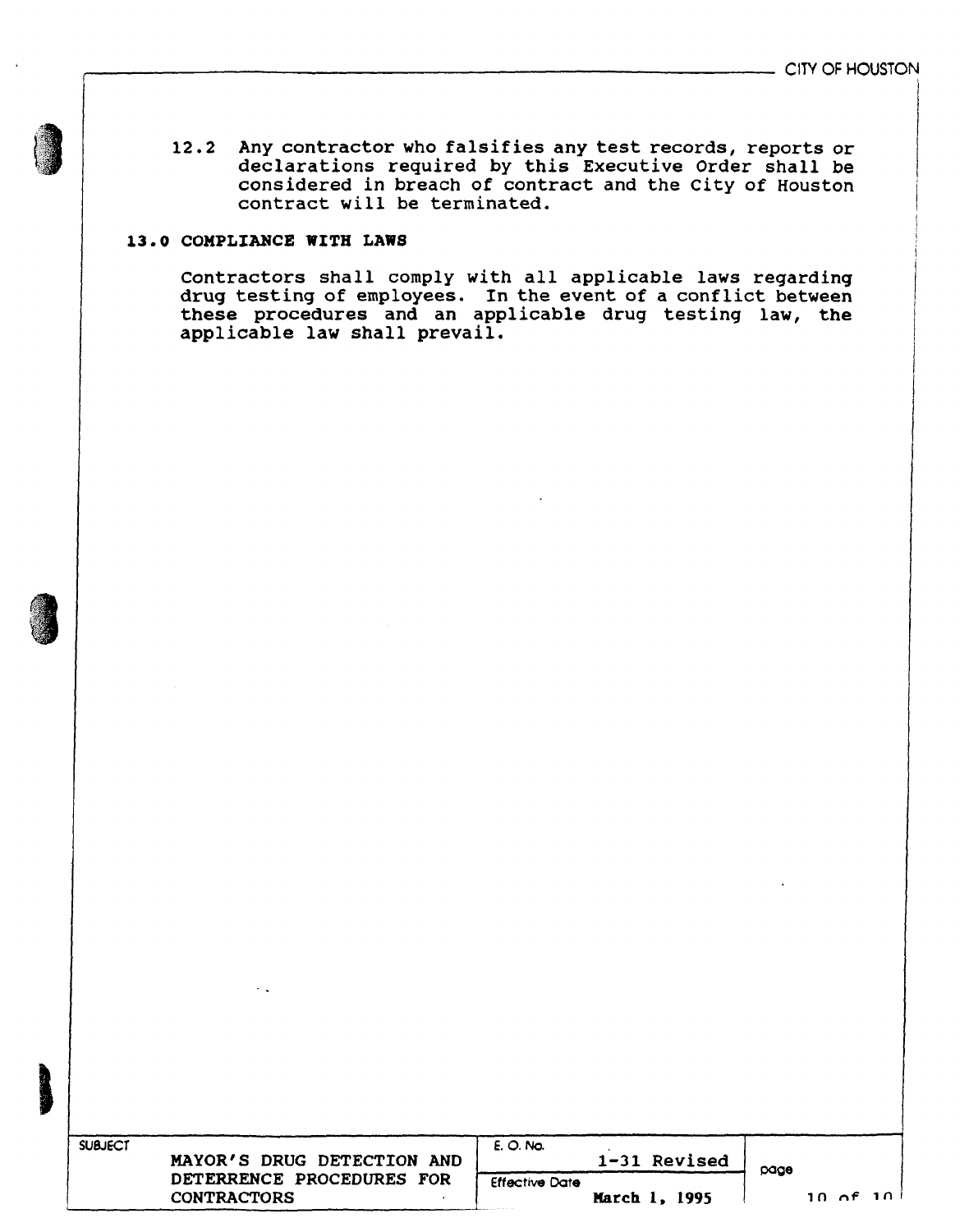12.2 Any contractor who falsifies any test records, reports or declarations required by this Executive Order shall be considered in breach of contract and the City of Houston contract will be terminated.

## 13.0 COMPLIANCE WITH LAWS

Contractors shall comply with all applicable laws regarding drug testing of employees. In the event of a conflict between these procedures and an applicable drug testing law, the applicable law shall prevail.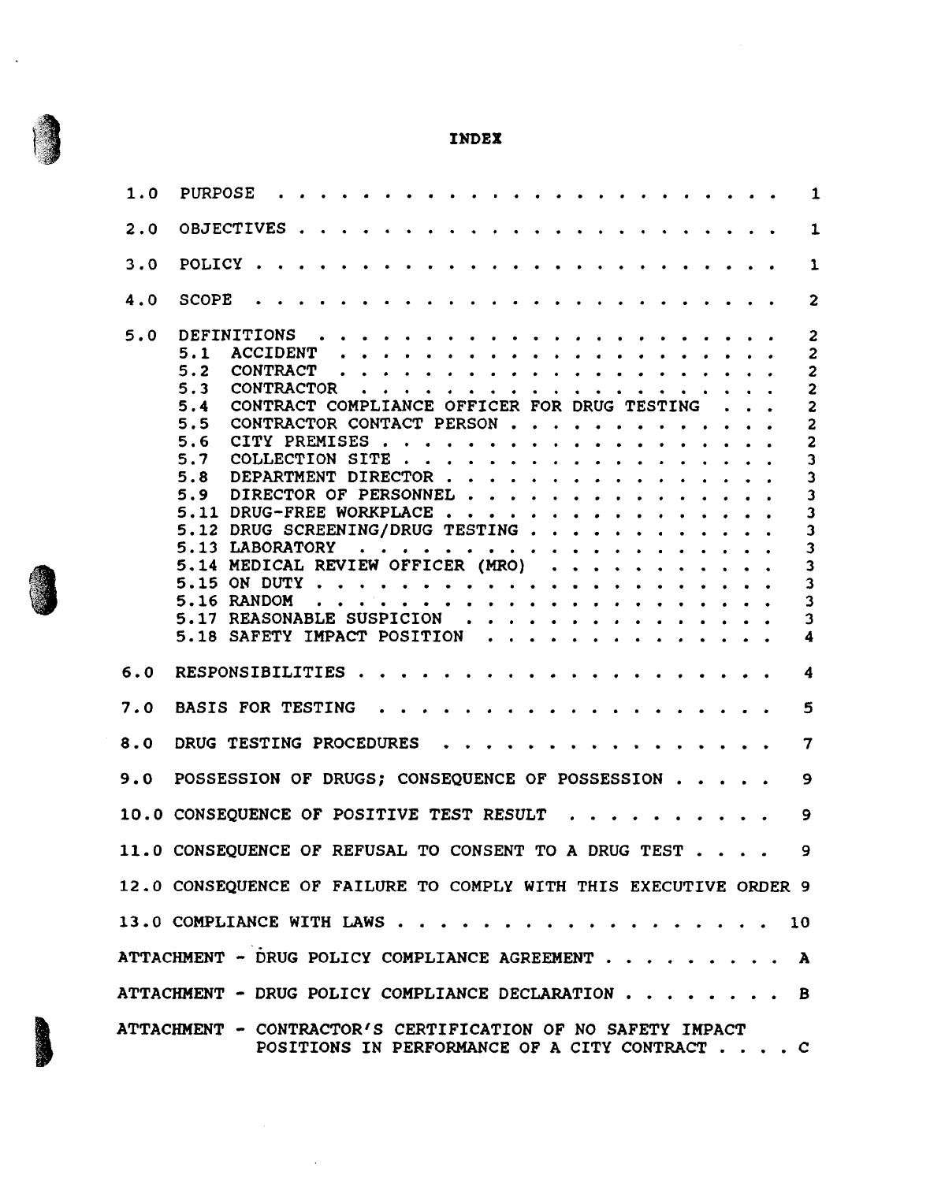# INDEX

| | | |
|---|---|---|
| 1.0 | PURPOSE | 1 |
| 2.0 | OBJECTIVES | 1 |
| 3.0 | POLICY | 1 |
| 4.0 | SCOPE | 2 |
| 5.0 | DEFINITIONS | 2 |
| | 5.1 ACCIDENT | 2 |
| | 5.2 CONTRACT | 2 |
| | 5.3 CONTRACTOR | 2 |
| | 5.4 CONTRACT COMPLIANCE OFFICER FOR DRUG TESTING | 2 |
| | 5.5 CONTRACTOR CONTACT PERSON | 2 |
| | 5.6 CITY PREMISES | 2 |
| | 5.7 COLLECTION SITE | 3 |
| | 5.8 DEPARTMENT DIRECTOR | 3 |
| | 5.9 DIRECTOR OF PERSONNEL | 3 |
| | 5.11 DRUG-FREE WORKPLACE | 3 |
| | 5.12 DRUG SCREENING/DRUG TESTING | 3 |
| | 5.13 LABORATORY | 3 |
| | 5.14 MEDICAL REVIEW OFFICER (MRO) | 3 |
| | 5.15 ON DUTY | 3 |
| | 5.16 RANDOM | 3 |
| | 5.17 REASONABLE SUSPICION | 3 |
| | 5.18 SAFETY IMPACT POSITION | 4 |
| 6.0 | RESPONSIBILITIES | 4 |
| 7.0 | BASIS FOR TESTING | 5 |
| 8.0 | DRUG TESTING PROCEDURES | 7 |
| 9.0 | POSSESSION OF DRUGS; CONSEQUENCE OF POSSESSION | 9 |
| 10.0 | CONSEQUENCE OF POSITIVE TEST RESULT | 9 |
| 11.0 | CONSEQUENCE OF REFUSAL TO CONSENT TO A DRUG TEST | 9 |
| 12.0 | CONSEQUENCE OF FAILURE TO COMPLY WITH THIS EXECUTIVE ORDER | 9 |
| 13.0 | COMPLIANCE WITH LAWS | 10 |
| | ATTACHMENT - DRUG POLICY COMPLIANCE AGREEMENT | A |
| | ATTACHMENT - DRUG POLICY COMPLIANCE DECLARATION | B |
| | ATTACHMENT - CONTRACTOR'S CERTIFICATION OF NO SAFETY IMPACT POSITIONS IN PERFORMANCE OF A CITY CONTRACT | C |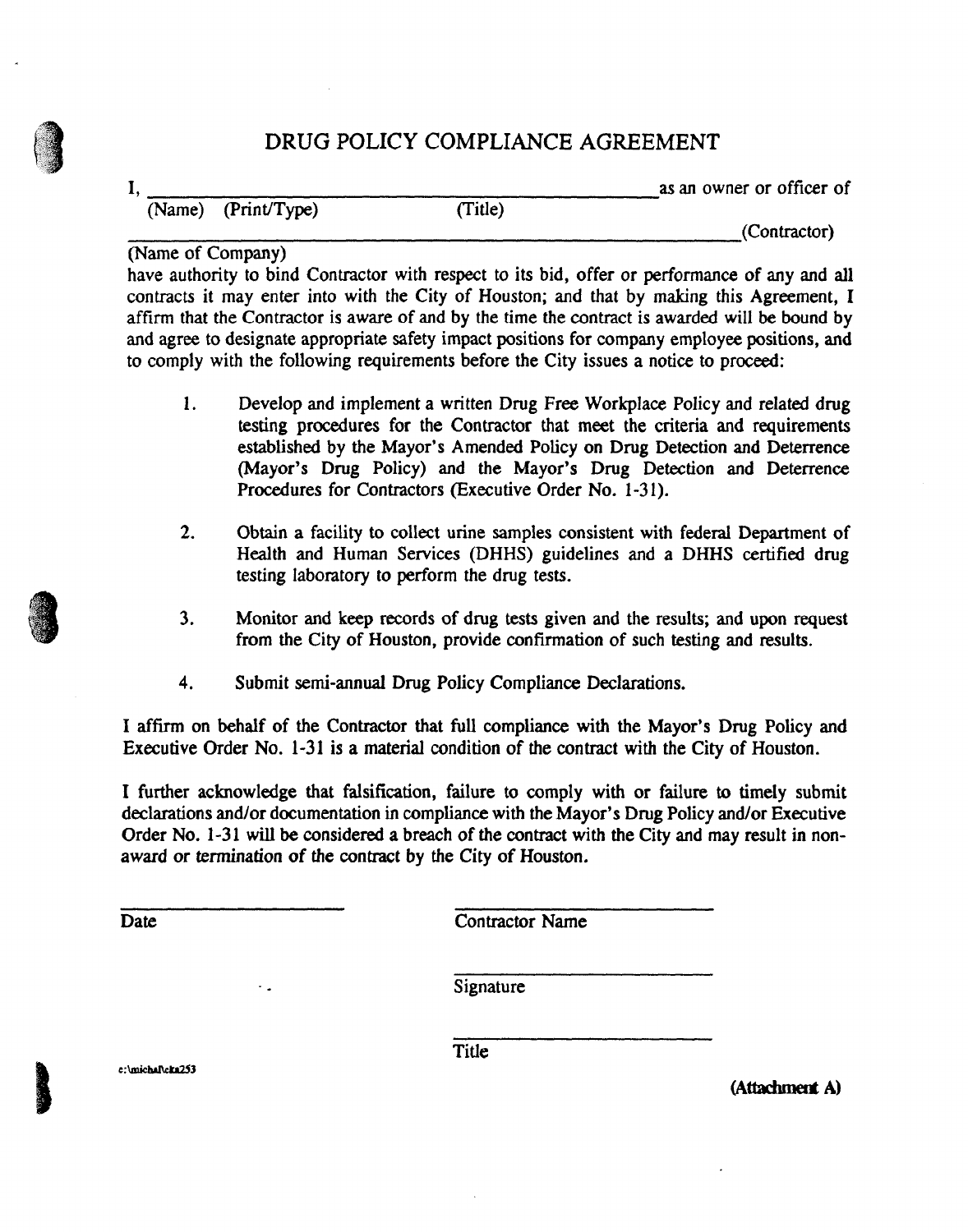# DRUG POLICY COMPLIANCE AGREEMENT

I, \_\_\_\_\_\_\_\_\_\_\_\_\_\_\_\_\_\_\_\_\_\_\_\_\_\_\_\_\_\_\_\_\_\_\_\_\_\_\_\_\_\_\_\_ as an owner or officer of
(Name) (Print/Type) (Title)

\_\_\_\_\_\_\_\_\_\_\_\_\_\_\_\_\_\_\_\_\_\_\_\_\_\_\_\_\_\_\_\_\_\_\_\_\_\_\_\_\_\_\_\_\_\_\_\_\_\_\_\_\_\_ (Contractor)
(Name of Company)

have authority to bind Contractor with respect to its bid, offer or performance of any and all contracts it may enter into with the City of Houston; and that by making this Agreement, I affirm that the Contractor is aware of and by the time the contract is awarded will be bound by and agree to designate appropriate safety impact positions for company employee positions, and to comply with the following requirements before the City issues a notice to proceed:

1. Develop and implement a written Drug Free Workplace Policy and related drug testing procedures for the Contractor that meet the criteria and requirements established by the Mayor's Amended Policy on Drug Detection and Deterrence (Mayor's Drug Policy) and the Mayor's Drug Detection and Deterrence Procedures for Contractors (Executive Order No. 1-31).

2. Obtain a facility to collect urine samples consistent with federal Department of Health and Human Services (DHHS) guidelines and a DHHS certified drug testing laboratory to perform the drug tests.

3. Monitor and keep records of drug tests given and the results; and upon request from the City of Houston, provide confirmation of such testing and results.

4. Submit semi-annual Drug Policy Compliance Declarations.

I affirm on behalf of the Contractor that full compliance with the Mayor's Drug Policy and Executive Order No. 1-31 is a material condition of the contract with the City of Houston.

I further acknowledge that falsification, failure to comply with or failure to timely submit declarations and/or documentation in compliance with the Mayor's Drug Policy and/or Executive Order No. 1-31 will be considered a breach of the contract with the City and may result in non-award or termination of the contract by the City of Houston.

\_\_\_\_\_\_\_\_\_\_\_\_\_\_\_\_\_\_\_\_ \_\_\_\_\_\_\_\_\_\_\_\_\_\_\_\_\_\_\_\_
Date Contractor Name

\_\_\_\_\_\_\_\_\_\_\_\_\_\_\_\_\_\_\_\_
Signature

\_\_\_\_\_\_\_\_\_\_\_\_\_\_\_\_\_\_\_\_
Title

c:\michal\cka253

**(Attachment A)**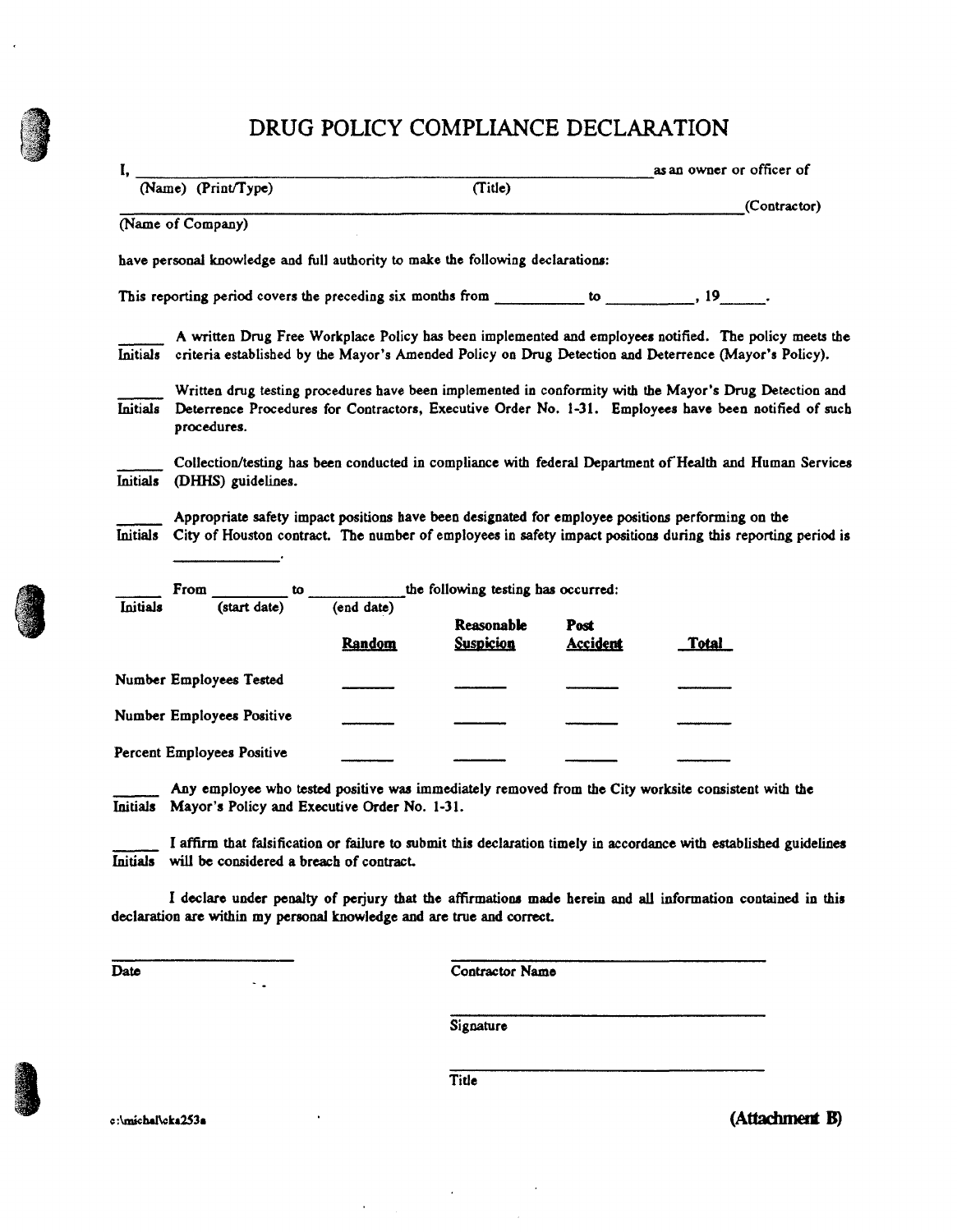# DRUG POLICY COMPLIANCE DECLARATION

I, ______________________________________________ as an owner or officer of
(Name) (Print/Type) (Title)

______________________________________________ (Contractor)
(Name of Company)

have personal knowledge and full authority to make the following declarations:

This reporting period covers the preceding six months from __________ to __________, 19_____.

_____ A written Drug Free Workplace Policy has been implemented and employees notified. The policy meets the
Initials criteria established by the Mayor's Amended Policy on Drug Detection and Deterrence (Mayor's Policy).

_____ Written drug testing procedures have been implemented in conformity with the Mayor's Drug Detection and
Initials Deterrence Procedures for Contractors, Executive Order No. 1-31. Employees have been notified of such procedures.

_____ Collection/testing has been conducted in compliance with federal Department of Health and Human Services
Initials (DHHS) guidelines.

_____ Appropriate safety impact positions have been designated for employee positions performing on the
Initials City of Houston contract. The number of employees in safety impact positions during this reporting period is __________.

_____ From _________ to __________ the following testing has occurred:
Initials (start date) (end date)

| | Random | Reasonable Suspicion | Post Accident | Total |
|---|---|---|---|---|
| Number Employees Tested | ______ | ______ | ______ | ______ |
| Number Employees Positive | ______ | ______ | ______ | ______ |
| Percent Employees Positive | ______ | ______ | ______ | ______ |

_____ Any employee who tested positive was immediately removed from the City worksite consistent with the
Initials Mayor's Policy and Executive Order No. 1-31.

_____ I affirm that falsification or failure to submit this declaration timely in accordance with established guidelines
Initials will be considered a breach of contract.

I declare under penalty of perjury that the affirmations made herein and all information contained in this declaration are within my personal knowledge and are true and correct.

____________________ ______________________________
Date Contractor Name

______________________________
Signature

______________________________
Title

c:\michal\cka253a

**(Attachment B)**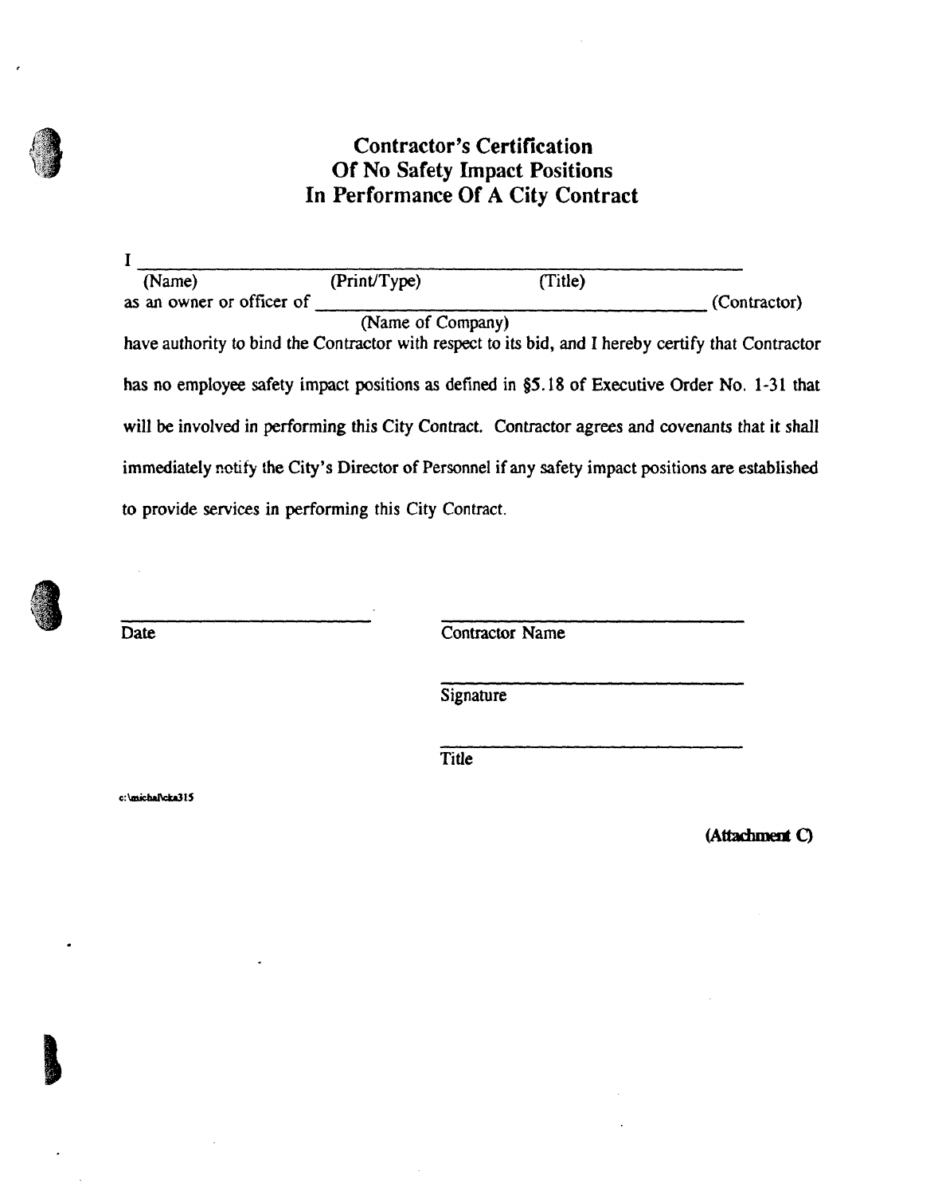# Contractor's Certification Of No Safety Impact Positions In Performance Of A City Contract

I ______________________________________________________________
(Name) (Print/Type) (Title)

as an owner or officer of ________________________________________ (Contractor)
(Name of Company)

have authority to bind the Contractor with respect to its bid, and I hereby certify that Contractor has no employee safety impact positions as defined in §5.18 of Executive Order No. 1-31 that will be involved in performing this City Contract. Contractor agrees and covenants that it shall immediately notify the City's Director of Personnel if any safety impact positions are established to provide services in performing this City Contract.

____________________________
Date

____________________________
Contractor Name

____________________________
Signature

____________________________
Title

c:\michal\cka315

**(Attachment C)**